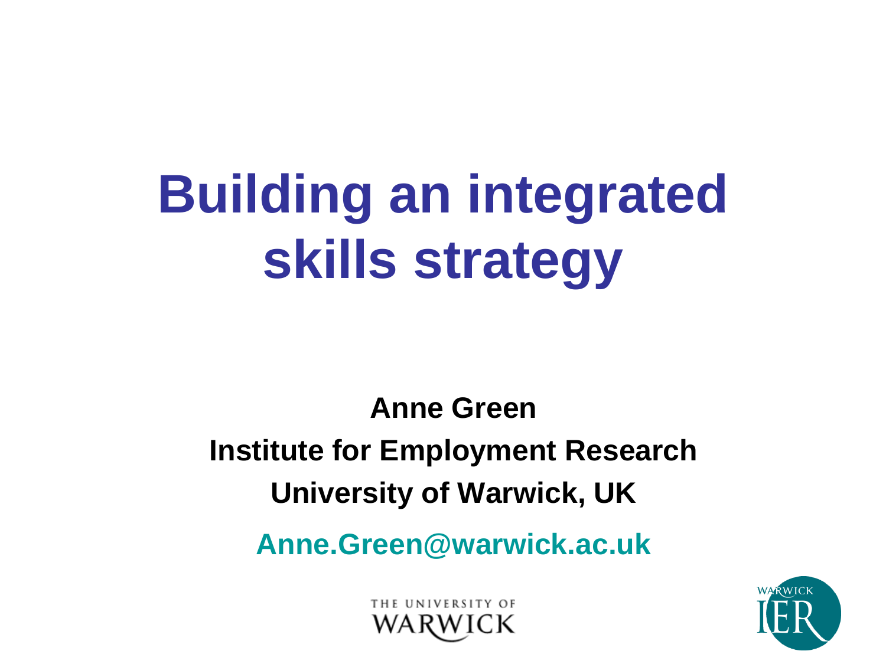# Building an integrated skills strategy

**Anne Green**

**Institute for Employment Research**

**University of Warwick, UK**

**Anne.Green@warwick.ac.uk**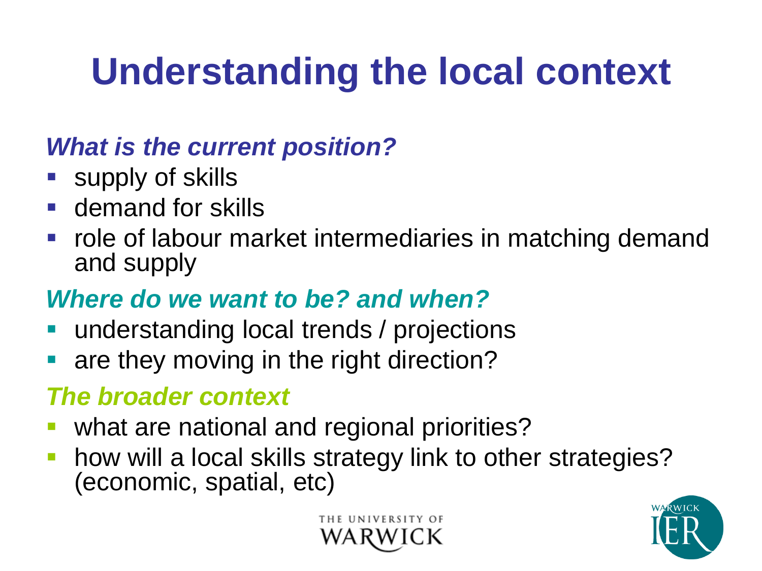# Understanding the local context

### *What is the current position?*

- supply of skills
- demand for skills
- role of labour market intermediaries in matching demand and supply

### *Where do we want to be? and when?*

- understanding local trends / projections
- are they moving in the right direction?

### *The broader context*

- what are national and regional priorities?
- how will a local skills strategy link to other strategies? (economic, spatial, etc)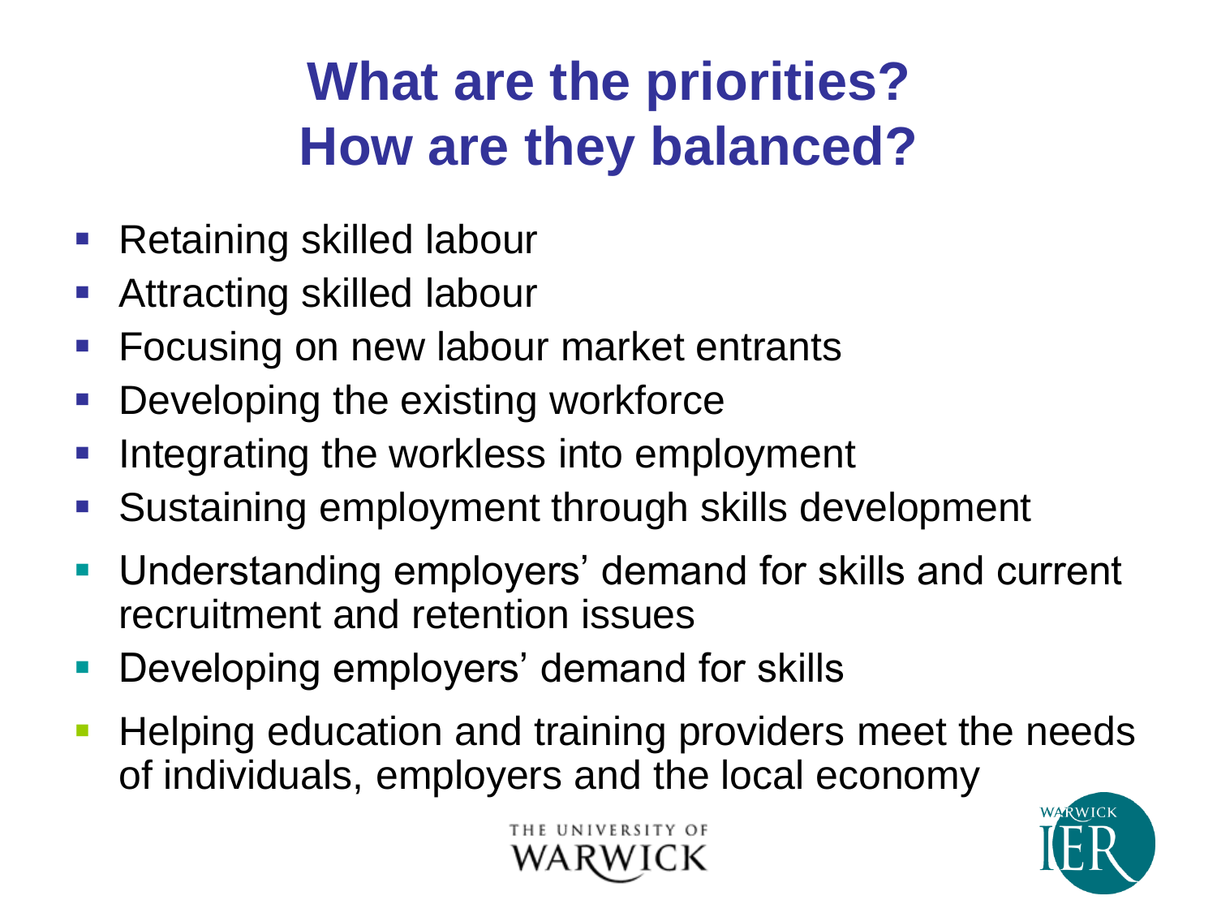# What are the priorities? How are they balanced?

- Retaining skilled labour
- Attracting skilled labour
- Focusing on new labour market entrants
- Developing the existing workforce
- Integrating the workless into employment
- Sustaining employment through skills development
- Understanding employers' demand for skills and current recruitment and retention issues
- Developing employers' demand for skills
- Helping education and training providers meet the needs of individuals, employers and the local economy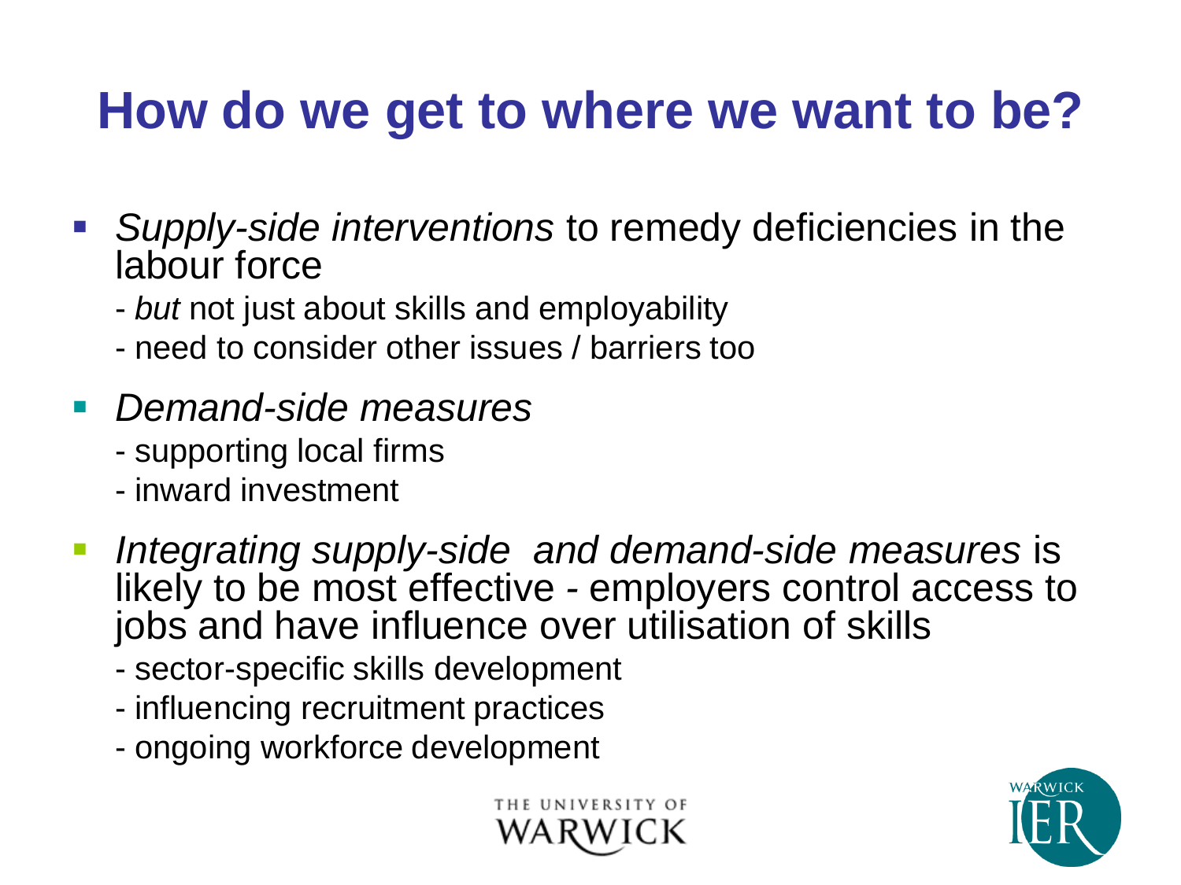# How do we get to where we want to be?

- *Supply-side interventions* to remedy deficiencies in the labour force
  - *but* not just about skills and employability
  - need to consider other issues / barriers too
- *Demand-side measures*
  - supporting local firms
  - inward investment
- *Integrating supply-side and demand-side measures* is likely to be most effective - employers control access to jobs and have influence over utilisation of skills
  - sector-specific skills development
  - influencing recruitment practices
  - ongoing workforce development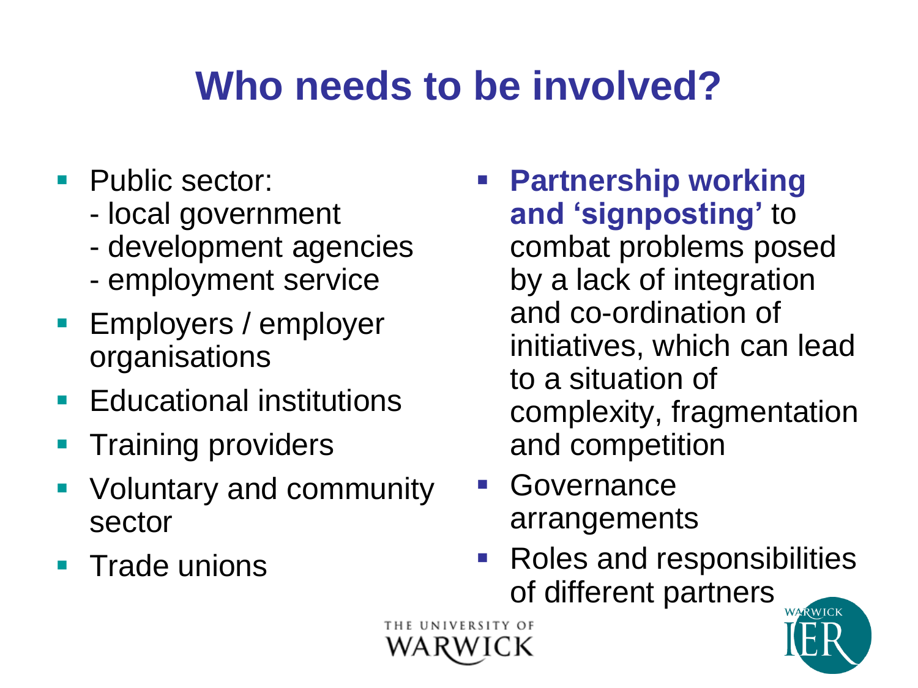# Who needs to be involved?

- Public sector:
  - local government
  - development agencies
  - employment service
- Employers / employer organisations
- Educational institutions
- Training providers
- Voluntary and community sector
- Trade unions

- **Partnership working and 'signposting'** to combat problems posed by a lack of integration and co-ordination of initiatives, which can lead to a situation of complexity, fragmentation and competition
- Governance arrangements
- Roles and responsibilities of different partners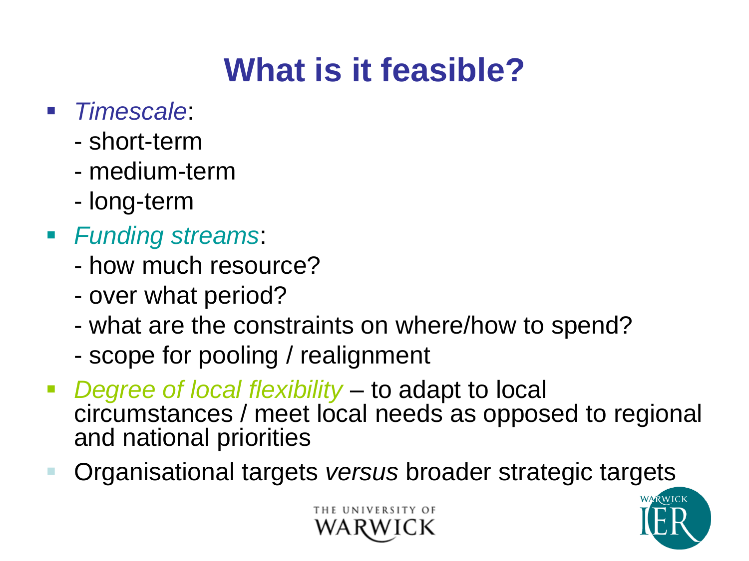# What is it feasible?

- *Timescale*:
  - short-term
  - medium-term
  - long-term
- *Funding streams*:
  - how much resource?
  - over what period?
  - what are the constraints on where/how to spend?
  - scope for pooling / realignment
- *Degree of local flexibility* – to adapt to local circumstances / meet local needs as opposed to regional and national priorities
- Organisational targets *versus* broader strategic targets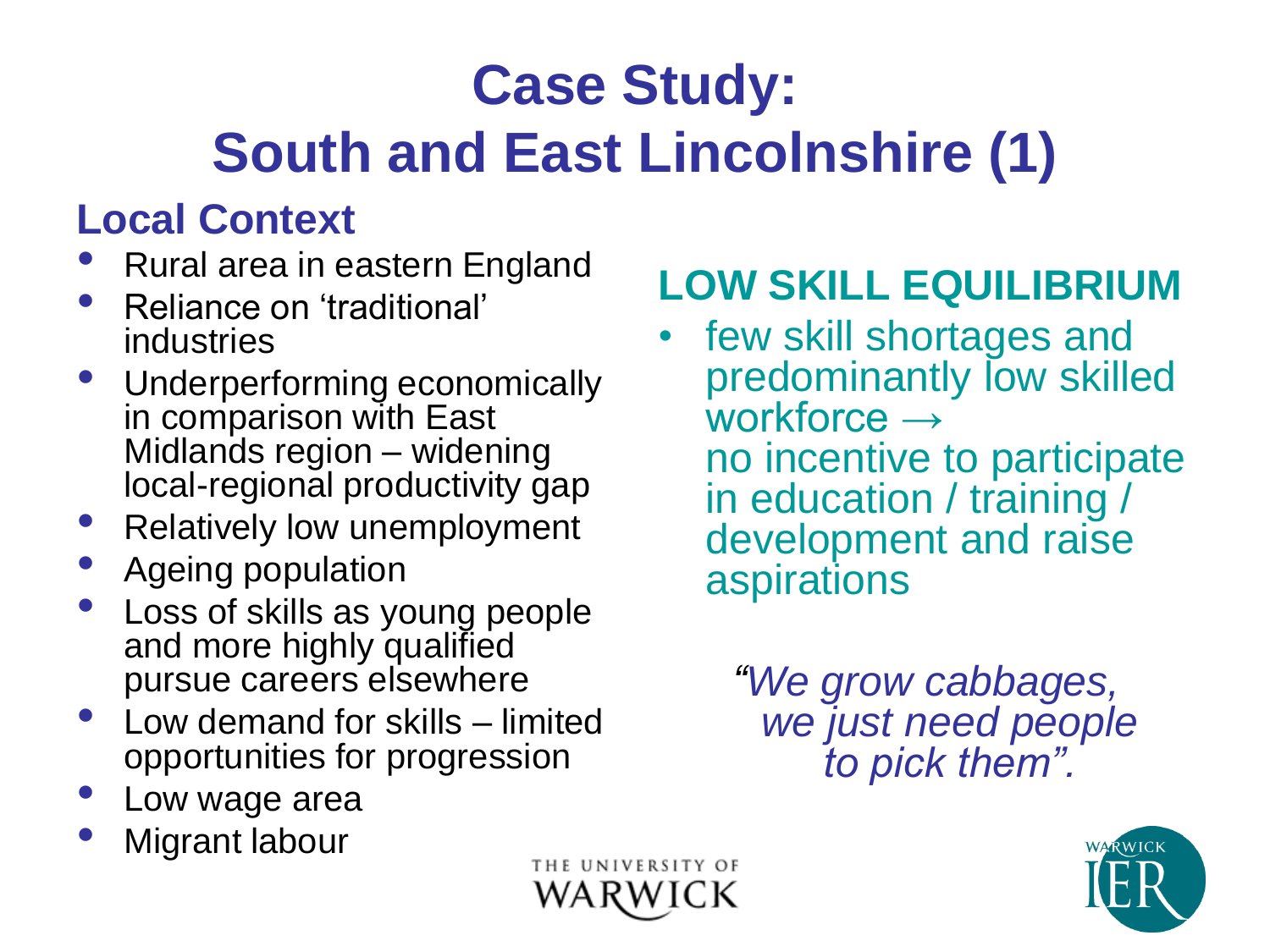# Case Study: South and East Lincolnshire (1)

## Local Context

- Rural area in eastern England
- Reliance on 'traditional' industries
- Underperforming economically in comparison with East Midlands region – widening local-regional productivity gap
- Relatively low unemployment
- Ageing population
- Loss of skills as young people and more highly qualified pursue careers elsewhere
- Low demand for skills – limited opportunities for progression
- Low wage area
- Migrant labour

## LOW SKILL EQUILIBRIUM

- few skill shortages and predominantly low skilled workforce → no incentive to participate in education / training / development and raise aspirations

*"We grow cabbages, we just need people to pick them".*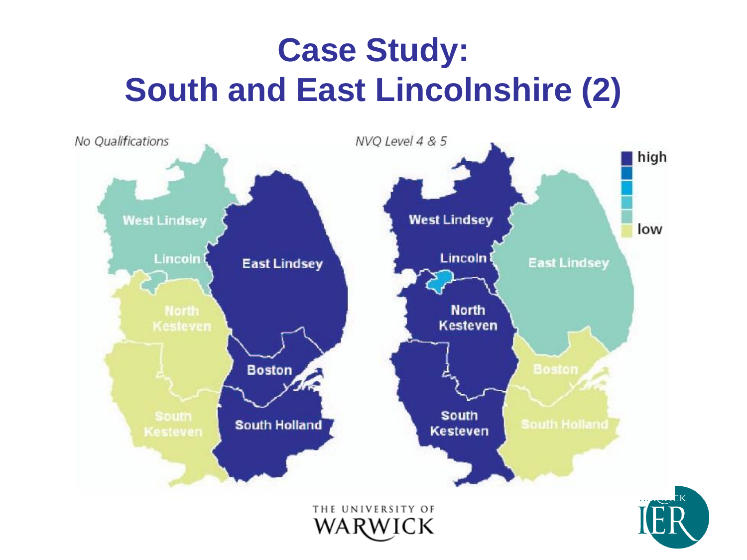# Case Study: South and East Lincolnshire (2)

*No Qualifications*

West Lindsey

Lincoln

East Lindsey

North Kesteven

Boston

South Kesteven

South Holland

*NVQ Level 4 & 5*

West Lindsey

Lincoln

East Lindsey

North Kesteven

Boston

South Kesteven

South Holland

high

low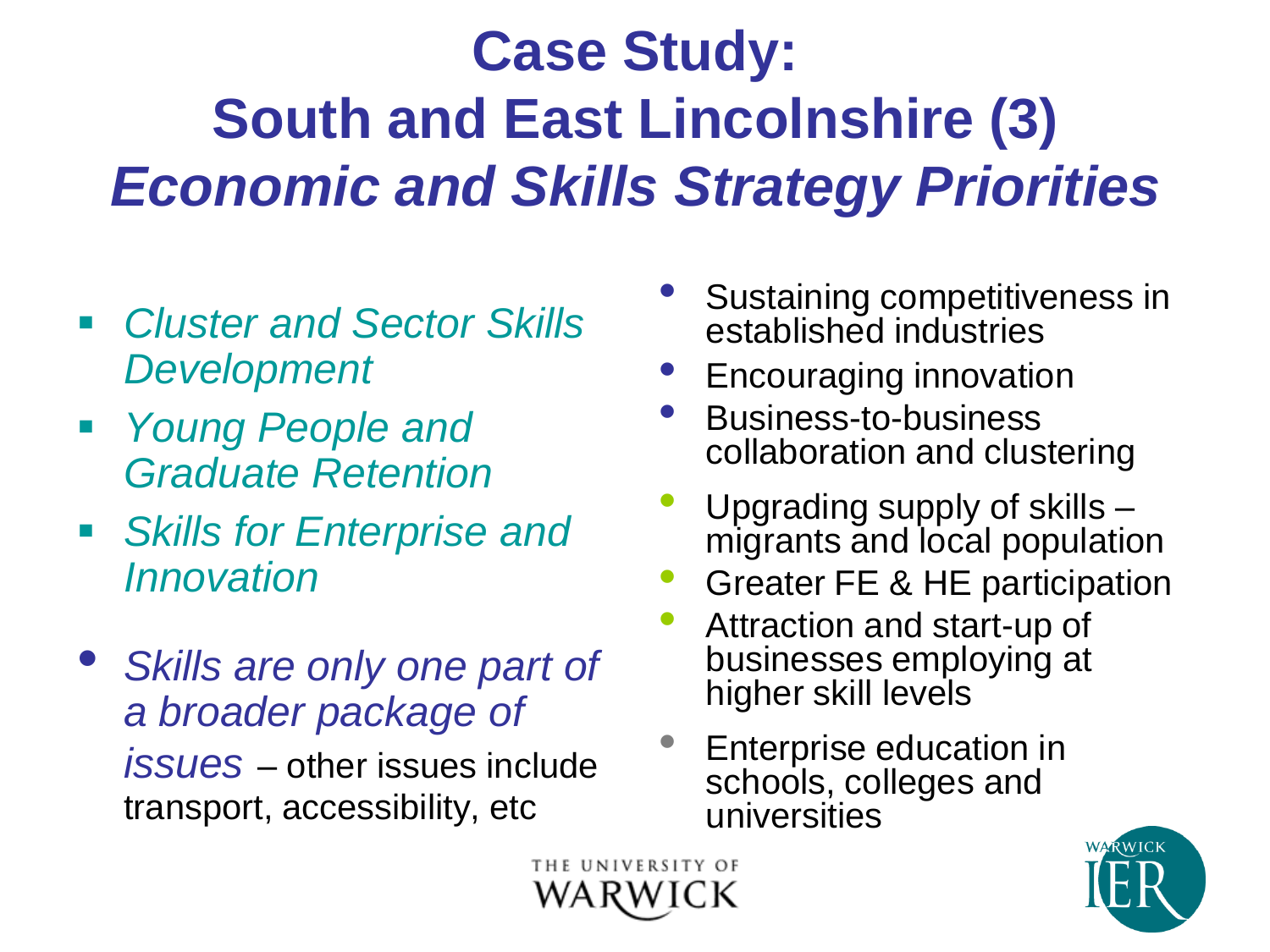# Case Study:
# South and East Lincolnshire (3)
# *Economic and Skills Strategy Priorities*

- *Cluster and Sector Skills Development*
- *Young People and Graduate Retention*
- *Skills for Enterprise and Innovation*

- *Skills are only one part of a broader package of issues* – other issues include transport, accessibility, etc

- Sustaining competitiveness in established industries
- Encouraging innovation
- Business-to-business collaboration and clustering

- Upgrading supply of skills – migrants and local population
- Greater FE & HE participation
- Attraction and start-up of businesses employing at higher skill levels

- Enterprise education in schools, colleges and universities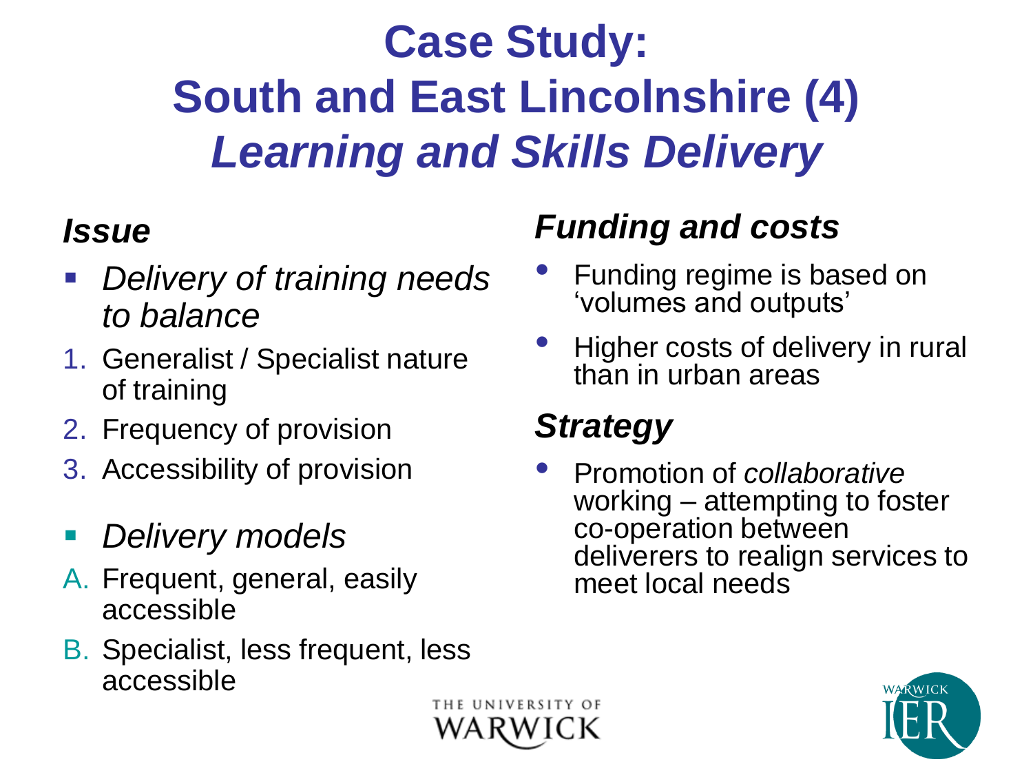# Case Study: South and East Lincolnshire (4) *Learning and Skills Delivery*

### *Issue*

- *Delivery of training needs to balance*

1. Generalist / Specialist nature of training
2. Frequency of provision
3. Accessibility of provision

- *Delivery models*

A. Frequent, general, easily accessible

B. Specialist, less frequent, less accessible

### *Funding and costs*

- Funding regime is based on 'volumes and outputs'
- Higher costs of delivery in rural than in urban areas

### *Strategy*

- Promotion of *collaborative* working – attempting to foster co-operation between deliverers to realign services to meet local needs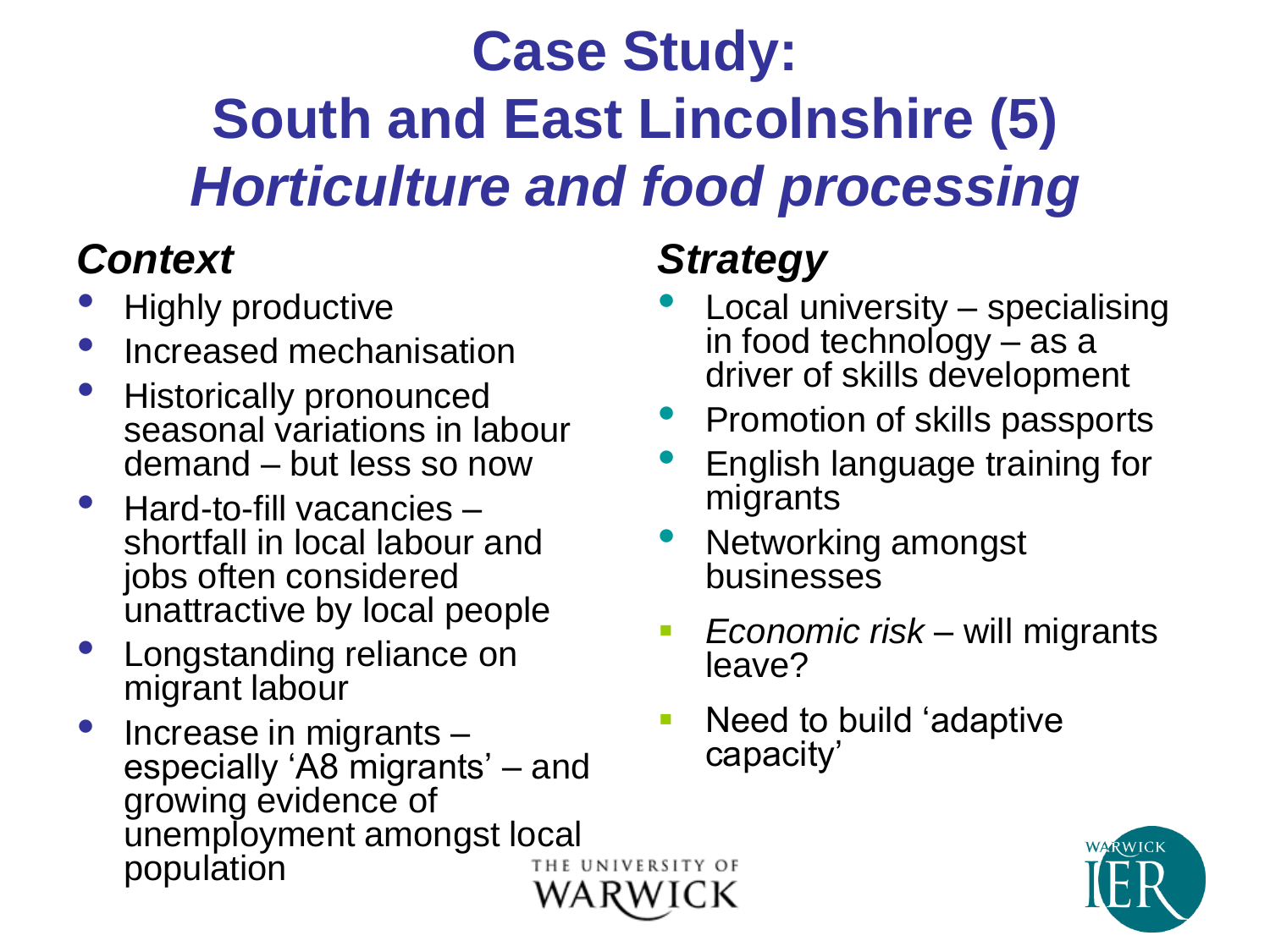# Case Study: South and East Lincolnshire (5) *Horticulture and food processing*

## *Context*

- Highly productive
- Increased mechanisation
- Historically pronounced seasonal variations in labour demand – but less so now
- Hard-to-fill vacancies – shortfall in local labour and jobs often considered unattractive by local people
- Longstanding reliance on migrant labour
- Increase in migrants – especially 'A8 migrants' – and growing evidence of unemployment amongst local population

## *Strategy*

- Local university – specialising in food technology – as a driver of skills development
- Promotion of skills passports
- English language training for migrants
- Networking amongst businesses

- *Economic risk* – will migrants leave?
- Need to build 'adaptive capacity'